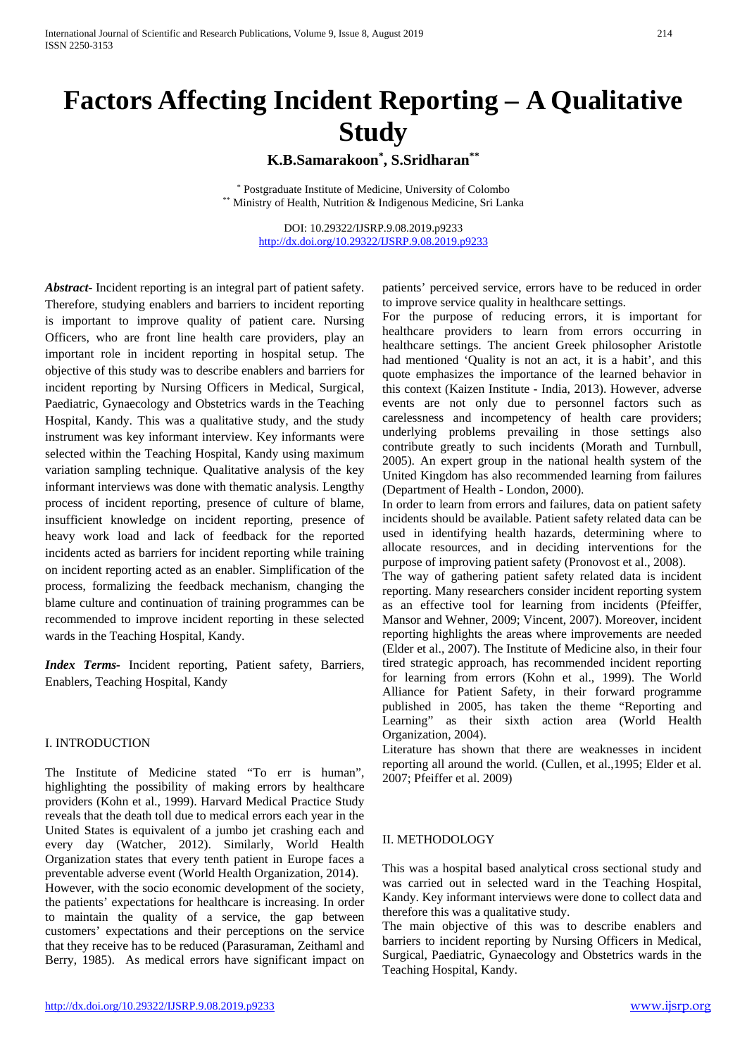# Factors Affecting Incident Reporting – A Qualitative Study

**K.B.Samarakoon[*], S.Sridharan[**]**

[*] Postgraduate Institute of Medicine, University of Colombo
[**] Ministry of Health, Nutrition & Indigenous Medicine, Sri Lanka

DOI: 10.29322/IJSRP.9.08.2019.p9233
http://dx.doi.org/10.29322/IJSRP.9.08.2019.p9233

***Abstract-*** Incident reporting is an integral part of patient safety. Therefore, studying enablers and barriers to incident reporting is important to improve quality of patient care. Nursing Officers, who are front line health care providers, play an important role in incident reporting in hospital setup. The objective of this study was to describe enablers and barriers for incident reporting by Nursing Officers in Medical, Surgical, Paediatric, Gynaecology and Obstetrics wards in the Teaching Hospital, Kandy. This was a qualitative study, and the study instrument was key informant interview. Key informants were selected within the Teaching Hospital, Kandy using maximum variation sampling technique. Qualitative analysis of the key informant interviews was done with thematic analysis. Lengthy process of incident reporting, presence of culture of blame, insufficient knowledge on incident reporting, presence of heavy work load and lack of feedback for the reported incidents acted as barriers for incident reporting while training on incident reporting acted as an enabler. Simplification of the process, formalizing the feedback mechanism, changing the blame culture and continuation of training programmes can be recommended to improve incident reporting in these selected wards in the Teaching Hospital, Kandy.

***Index Terms-*** Incident reporting, Patient safety, Barriers, Enablers, Teaching Hospital, Kandy

## I. INTRODUCTION

The Institute of Medicine stated "To err is human", highlighting the possibility of making errors by healthcare providers (Kohn et al., 1999). Harvard Medical Practice Study reveals that the death toll due to medical errors each year in the United States is equivalent of a jumbo jet crashing each and every day (Watcher, 2012). Similarly, World Health Organization states that every tenth patient in Europe faces a preventable adverse event (World Health Organization, 2014).

However, with the socio economic development of the society, the patients' expectations for healthcare is increasing. In order to maintain the quality of a service, the gap between customers' expectations and their perceptions on the service that they receive has to be reduced (Parasuraman, Zeithaml and Berry, 1985). As medical errors have significant impact on patients' perceived service, errors have to be reduced in order to improve service quality in healthcare settings.

For the purpose of reducing errors, it is important for healthcare providers to learn from errors occurring in healthcare settings. The ancient Greek philosopher Aristotle had mentioned 'Quality is not an act, it is a habit', and this quote emphasizes the importance of the learned behavior in this context (Kaizen Institute - India, 2013). However, adverse events are not only due to personnel factors such as carelessness and incompetency of health care providers; underlying problems prevailing in those settings also contribute greatly to such incidents (Morath and Turnbull, 2005). An expert group in the national health system of the United Kingdom has also recommended learning from failures (Department of Health - London, 2000).

In order to learn from errors and failures, data on patient safety incidents should be available. Patient safety related data can be used in identifying health hazards, determining where to allocate resources, and in deciding interventions for the purpose of improving patient safety (Pronovost et al., 2008).

The way of gathering patient safety related data is incident reporting. Many researchers consider incident reporting system as an effective tool for learning from incidents (Pfeiffer, Mansor and Wehner, 2009; Vincent, 2007). Moreover, incident reporting highlights the areas where improvements are needed (Elder et al., 2007). The Institute of Medicine also, in their four tired strategic approach, has recommended incident reporting for learning from errors (Kohn et al., 1999). The World Alliance for Patient Safety, in their forward programme published in 2005, has taken the theme "Reporting and Learning" as their sixth action area (World Health Organization, 2004).

Literature has shown that there are weaknesses in incident reporting all around the world. (Cullen, et al.,1995; Elder et al. 2007; Pfeiffer et al. 2009)

## II. METHODOLOGY

This was a hospital based analytical cross sectional study and was carried out in selected ward in the Teaching Hospital, Kandy. Key informant interviews were done to collect data and therefore this was a qualitative study.

The main objective of this was to describe enablers and barriers to incident reporting by Nursing Officers in Medical, Surgical, Paediatric, Gynaecology and Obstetrics wards in the Teaching Hospital, Kandy.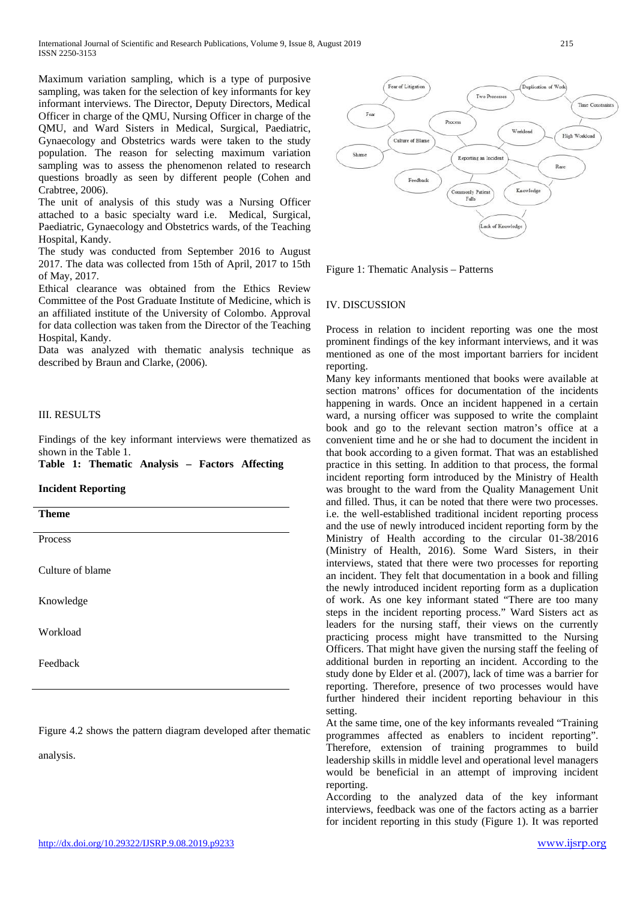Maximum variation sampling, which is a type of purposive sampling, was taken for the selection of key informants for key informant interviews. The Director, Deputy Directors, Medical Officer in charge of the QMU, Nursing Officer in charge of the QMU, and Ward Sisters in Medical, Surgical, Paediatric, Gynaecology and Obstetrics wards were taken to the study population. The reason for selecting maximum variation sampling was to assess the phenomenon related to research questions broadly as seen by different people (Cohen and Crabtree, 2006).

The unit of analysis of this study was a Nursing Officer attached to a basic specialty ward i.e. Medical, Surgical, Paediatric, Gynaecology and Obstetrics wards, of the Teaching Hospital, Kandy.

The study was conducted from September 2016 to August 2017. The data was collected from 15th of April, 2017 to 15th of May, 2017.

Ethical clearance was obtained from the Ethics Review Committee of the Post Graduate Institute of Medicine, which is an affiliated institute of the University of Colombo. Approval for data collection was taken from the Director of the Teaching Hospital, Kandy.

Data was analyzed with thematic analysis technique as described by Braun and Clarke, (2006).

## III. RESULTS

Findings of the key informant interviews were thematized as shown in the Table 1.

**Table 1: Thematic Analysis – Factors Affecting Incident Reporting**

| Theme |
|---|
| Process |
| Culture of blame |
| Knowledge |
| Workload |
| Feedback |

Figure 4.2 shows the pattern diagram developed after thematic analysis.

Figure 1: Thematic Analysis – Patterns

## IV. DISCUSSION

Process in relation to incident reporting was one the most prominent findings of the key informant interviews, and it was mentioned as one of the most important barriers for incident reporting.

Many key informants mentioned that books were available at section matrons' offices for documentation of the incidents happening in wards. Once an incident happened in a certain ward, a nursing officer was supposed to write the complaint book and go to the relevant section matron's office at a convenient time and he or she had to document the incident in that book according to a given format. That was an established practice in this setting. In addition to that process, the formal incident reporting form introduced by the Ministry of Health was brought to the ward from the Quality Management Unit and filled. Thus, it can be noted that there were two processes. i.e. the well-established traditional incident reporting process and the use of newly introduced incident reporting form by the Ministry of Health according to the circular 01-38/2016 (Ministry of Health, 2016). Some Ward Sisters, in their interviews, stated that there were two processes for reporting an incident. They felt that documentation in a book and filling the newly introduced incident reporting form as a duplication of work. As one key informant stated "There are too many steps in the incident reporting process." Ward Sisters act as leaders for the nursing staff, their views on the currently practicing process might have transmitted to the Nursing Officers. That might have given the nursing staff the feeling of additional burden in reporting an incident. According to the study done by Elder et al. (2007), lack of time was a barrier for reporting. Therefore, presence of two processes would have further hindered their incident reporting behaviour in this setting.

At the same time, one of the key informants revealed "Training programmes affected as enablers to incident reporting". Therefore, extension of training programmes to build leadership skills in middle level and operational level managers would be beneficial in an attempt of improving incident reporting.

According to the analyzed data of the key informant interviews, feedback was one of the factors acting as a barrier for incident reporting in this study (Figure 1). It was reported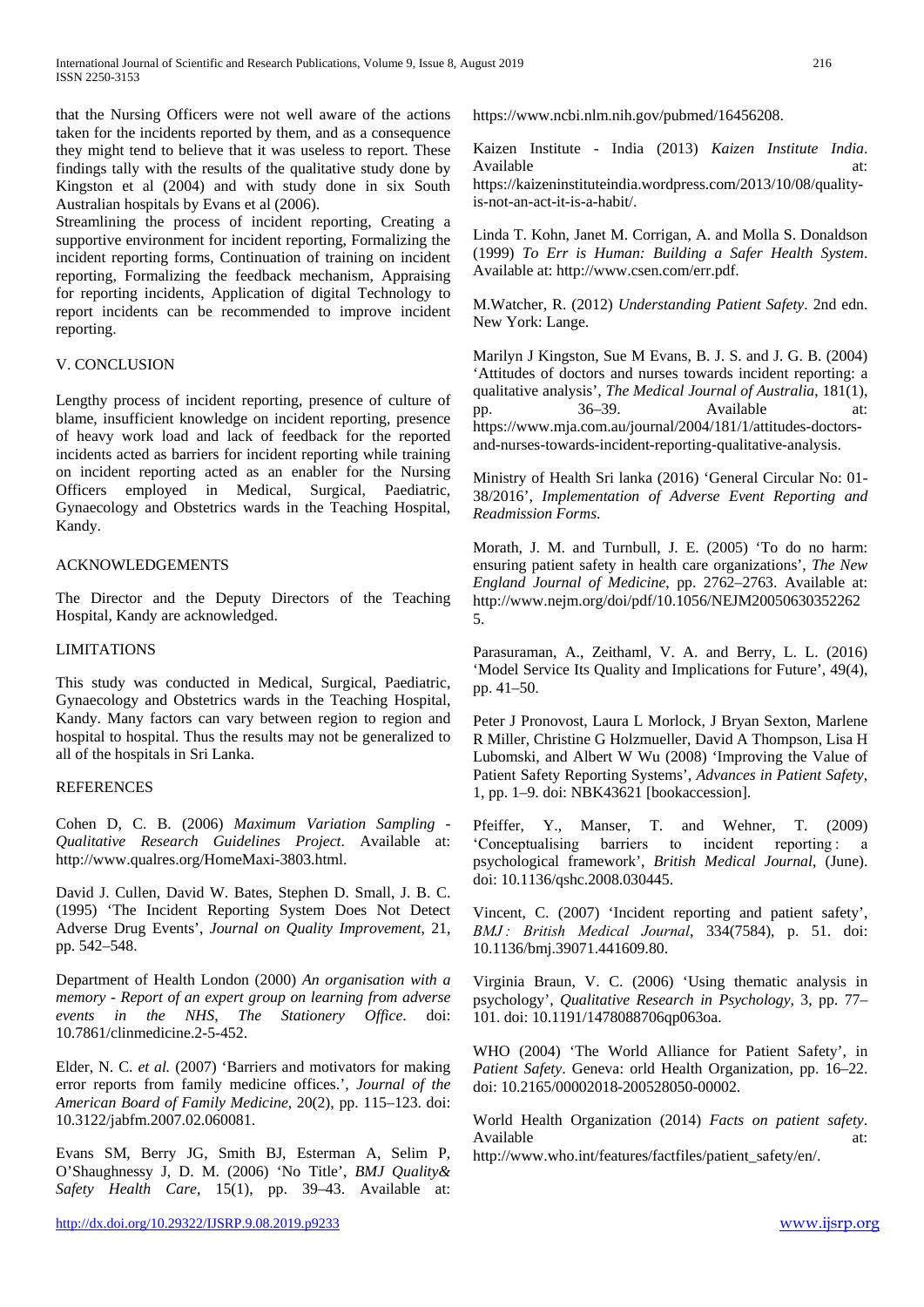that the Nursing Officers were not well aware of the actions taken for the incidents reported by them, and as a consequence they might tend to believe that it was useless to report. These findings tally with the results of the qualitative study done by Kingston et al (2004) and with study done in six South Australian hospitals by Evans et al (2006).

Streamlining the process of incident reporting, Creating a supportive environment for incident reporting, Formalizing the incident reporting forms, Continuation of training on incident reporting, Formalizing the feedback mechanism, Appraising for reporting incidents, Application of digital Technology to report incidents can be recommended to improve incident reporting.

## V. CONCLUSION

Lengthy process of incident reporting, presence of culture of blame, insufficient knowledge on incident reporting, presence of heavy work load and lack of feedback for the reported incidents acted as barriers for incident reporting while training on incident reporting acted as an enabler for the Nursing Officers employed in Medical, Surgical, Paediatric, Gynaecology and Obstetrics wards in the Teaching Hospital, Kandy.

## ACKNOWLEDGEMENTS

The Director and the Deputy Directors of the Teaching Hospital, Kandy are acknowledged.

## LIMITATIONS

This study was conducted in Medical, Surgical, Paediatric, Gynaecology and Obstetrics wards in the Teaching Hospital, Kandy. Many factors can vary between region to region and hospital to hospital. Thus the results may not be generalized to all of the hospitals in Sri Lanka.

## REFERENCES

Cohen D, C. B. (2006) *Maximum Variation Sampling - Qualitative Research Guidelines Project*. Available at: http://www.qualres.org/HomeMaxi-3803.html.

David J. Cullen, David W. Bates, Stephen D. Small, J. B. C. (1995) 'The Incident Reporting System Does Not Detect Adverse Drug Events', *Journal on Quality Improvement*, 21, pp. 542–548.

Department of Health London (2000) *An organisation with a memory - Report of an expert group on learning from adverse events in the NHS, The Stationery Office*. doi: 10.7861/clinmedicine.2-5-452.

Elder, N. C. *et al.* (2007) 'Barriers and motivators for making error reports from family medicine offices.', *Journal of the American Board of Family Medicine*, 20(2), pp. 115–123. doi: 10.3122/jabfm.2007.02.060081.

Evans SM, Berry JG, Smith BJ, Esterman A, Selim P, O'Shaughnessy J, D. M. (2006) 'No Title', *BMJ Quality& Safety Health Care*, 15(1), pp. 39–43. Available at: https://www.ncbi.nlm.nih.gov/pubmed/16456208.

Kaizen Institute - India (2013) *Kaizen Institute India*. Available at: https://kaizeninstituteindia.wordpress.com/2013/10/08/quality-is-not-an-act-it-is-a-habit/.

Linda T. Kohn, Janet M. Corrigan, A. and Molla S. Donaldson (1999) *To Err is Human: Building a Safer Health System*. Available at: http://www.csen.com/err.pdf.

M.Watcher, R. (2012) *Understanding Patient Safety*. 2nd edn. New York: Lange.

Marilyn J Kingston, Sue M Evans, B. J. S. and J. G. B. (2004) 'Attitudes of doctors and nurses towards incident reporting: a qualitative analysis', *The Medical Journal of Australia*, 181(1), pp. 36–39. Available at: https://www.mja.com.au/journal/2004/181/1/attitudes-doctors-and-nurses-towards-incident-reporting-qualitative-analysis.

Ministry of Health Sri lanka (2016) 'General Circular No: 01-38/2016', *Implementation of Adverse Event Reporting and Readmission Forms*.

Morath, J. M. and Turnbull, J. E. (2005) 'To do no harm: ensuring patient safety in health care organizations', *The New England Journal of Medicine*, pp. 2762–2763. Available at: http://www.nejm.org/doi/pdf/10.1056/NEJM200506303522625.

Parasuraman, A., Zeithaml, V. A. and Berry, L. L. (2016) 'Model Service Its Quality and Implications for Future', 49(4), pp. 41–50.

Peter J Pronovost, Laura L Morlock, J Bryan Sexton, Marlene R Miller, Christine G Holzmueller, David A Thompson, Lisa H Lubomski, and Albert W Wu (2008) 'Improving the Value of Patient Safety Reporting Systems', *Advances in Patient Safety*, 1, pp. 1–9. doi: NBK43621 [bookaccession].

Pfeiffer, Y., Manser, T. and Wehner, T. (2009) 'Conceptualising barriers to incident reporting : a psychological framework', *British Medical Journal*, (June). doi: 10.1136/qshc.2008.030445.

Vincent, C. (2007) 'Incident reporting and patient safety', *BMJ : British Medical Journal*, 334(7584), p. 51. doi: 10.1136/bmj.39071.441609.80.

Virginia Braun, V. C. (2006) 'Using thematic analysis in psychology', *Qualitative Research in Psychology*, 3, pp. 77–101. doi: 10.1191/1478088706qp063oa.

WHO (2004) 'The World Alliance for Patient Safety', in *Patient Safety*. Geneva: orld Health Organization, pp. 16–22. doi: 10.2165/00002018-200528050-00002.

World Health Organization (2014) *Facts on patient safety*. Available at: http://www.who.int/features/factfiles/patient_safety/en/.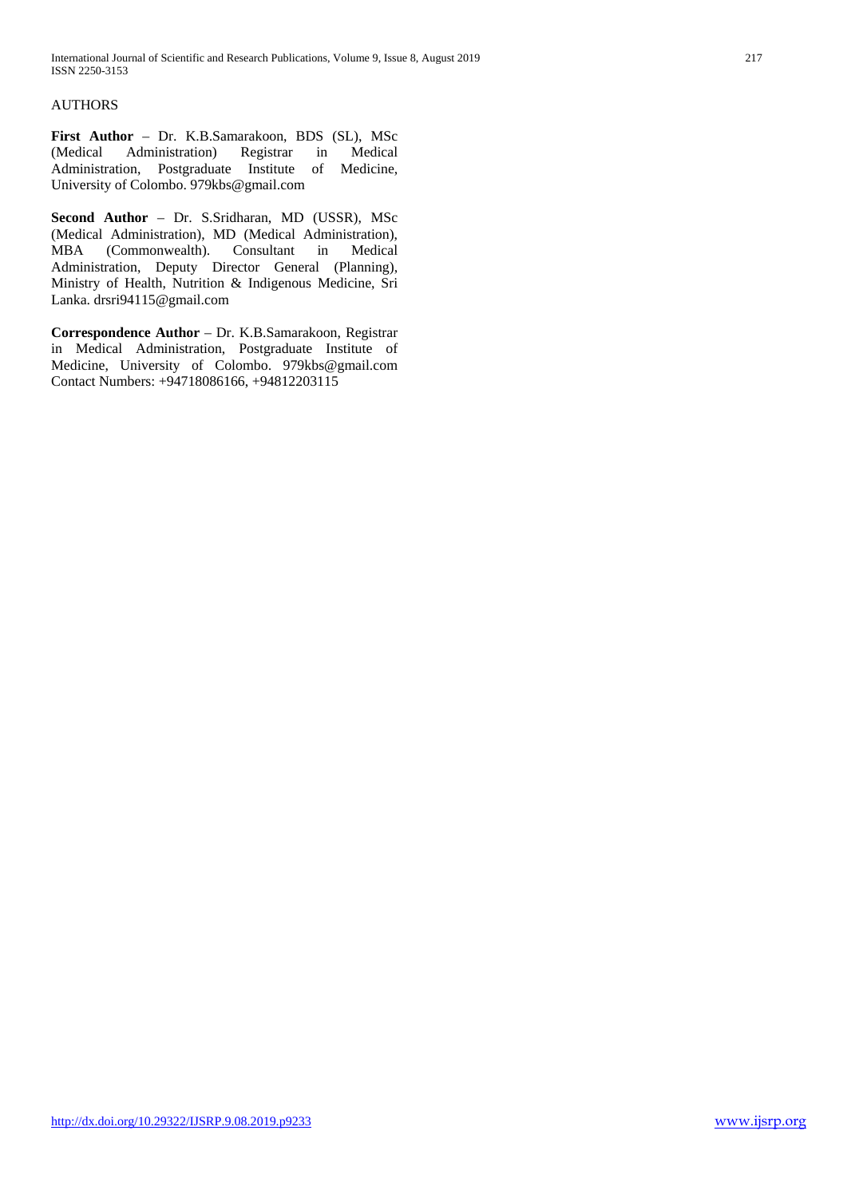AUTHORS

**First Author** – Dr. K.B.Samarakoon, BDS (SL), MSc (Medical Administration) Registrar in Medical Administration, Postgraduate Institute of Medicine, University of Colombo. 979kbs@gmail.com

**Second Author** – Dr. S.Sridharan, MD (USSR), MSc (Medical Administration), MD (Medical Administration), MBA (Commonwealth). Consultant in Medical Administration, Deputy Director General (Planning), Ministry of Health, Nutrition & Indigenous Medicine, Sri Lanka. drsri94115@gmail.com

**Correspondence Author** – Dr. K.B.Samarakoon, Registrar in Medical Administration, Postgraduate Institute of Medicine, University of Colombo. 979kbs@gmail.com Contact Numbers: +94718086166, +94812203115